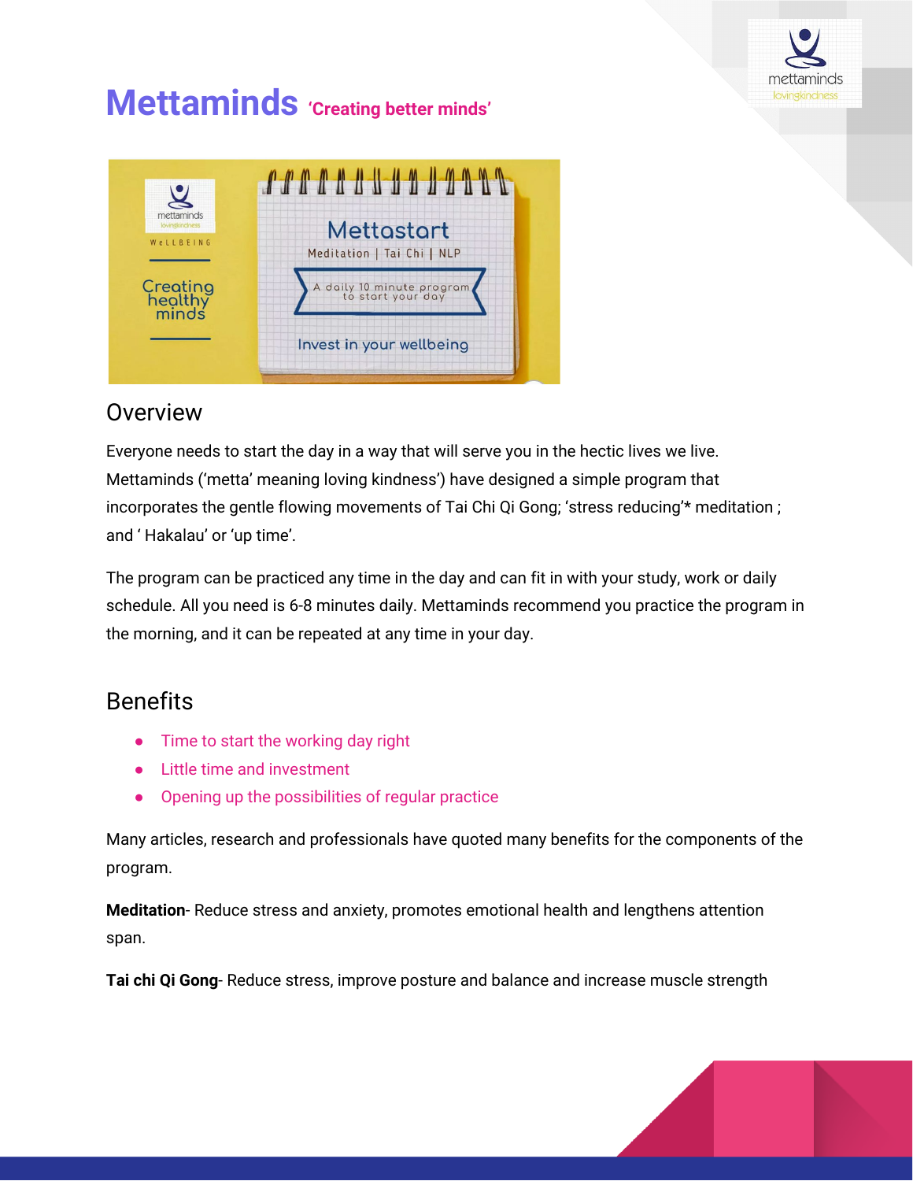# Mettaminds 'Creating better minds'

## Overview

Everyone needs to start the day in a way that will serve you in the hectic lives we live. Mettaminds ('metta' meaning loving kindness') have designed a simple program that incorporates the gentle flowing movements of Tai Chi Qi Gong; 'stress reducing'* meditation ; and ' Hakalau' or 'up time'.

The program can be practiced any time in the day and can fit in with your study, work or daily schedule. All you need is 6-8 minutes daily. Mettaminds recommend you practice the program in the morning, and it can be repeated at any time in your day.

## Benefits

- Time to start the working day right
- Little time and investment
- Opening up the possibilities of regular practice

Many articles, research and professionals have quoted many benefits for the components of the program.

**Meditation**- Reduce stress and anxiety, promotes emotional health and lengthens attention span.

**Tai chi Qi Gong**- Reduce stress, improve posture and balance and increase muscle strength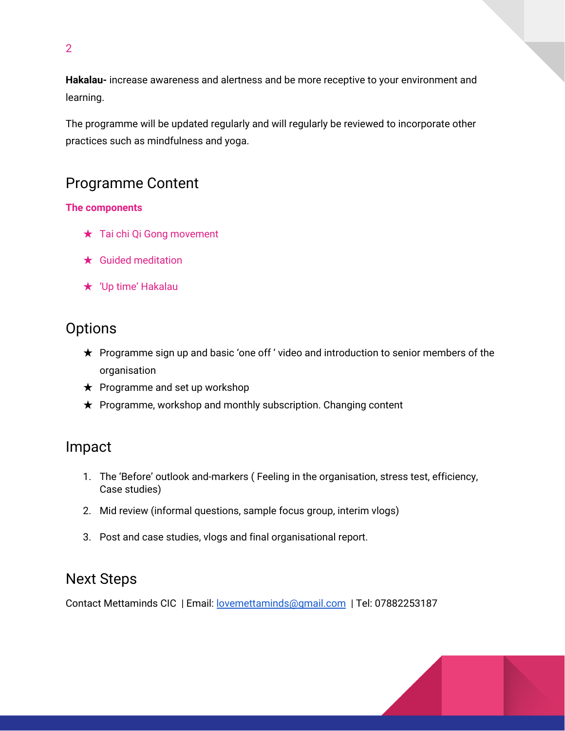**Hakalau-** increase awareness and alertness and be more receptive to your environment and learning.

The programme will be updated regularly and will regularly be reviewed to incorporate other practices such as mindfulness and yoga.

## Programme Content

**The components**

- ★ Tai chi Qi Gong movement
- ★ Guided meditation
- ★ 'Up time' Hakalau

## Options

- ★ Programme sign up and basic 'one off ' video and introduction to senior members of the organisation
- ★ Programme and set up workshop
- ★ Programme, workshop and monthly subscription. Changing content

## Impact

1. The 'Before' outlook and-markers ( Feeling in the organisation, stress test, efficiency, Case studies)
2. Mid review (informal questions, sample focus group, interim vlogs)
3. Post and case studies, vlogs and final organisational report.

## Next Steps

Contact Mettaminds CIC | Email: lovemettaminds@gmail.com | Tel: 07882253187